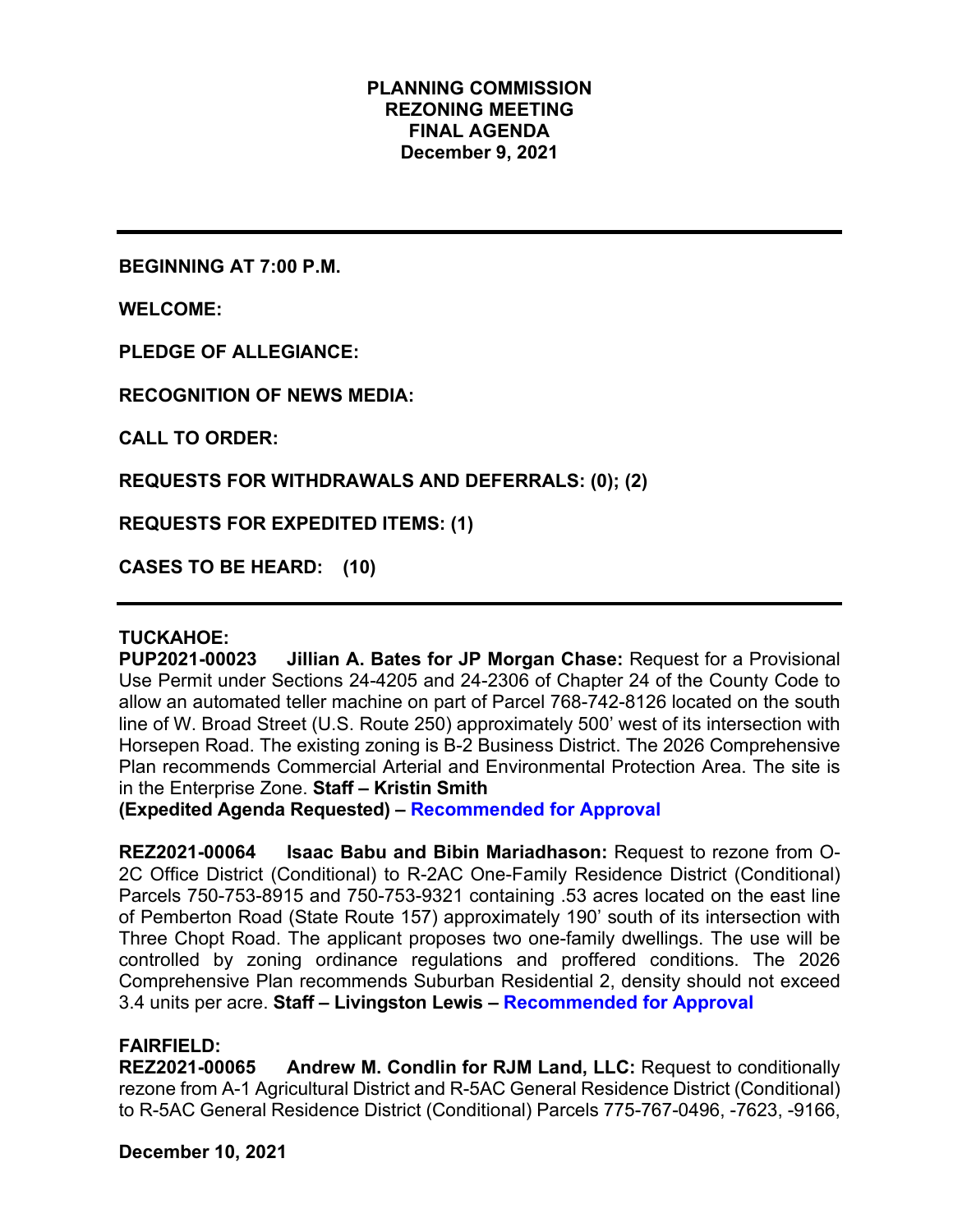# PLANNING COMMISSION
## REZONING MEETING
## FINAL AGENDA
## December 9, 2021

---

**BEGINNING AT 7:00 P.M.**

**WELCOME:**

**PLEDGE OF ALLEGIANCE:**

**RECOGNITION OF NEWS MEDIA:**

**CALL TO ORDER:**

**REQUESTS FOR WITHDRAWALS AND DEFERRALS: (0); (2)**

**REQUESTS FOR EXPEDITED ITEMS: (1)**

**CASES TO BE HEARD: (10)**

---

**TUCKAHOE:**

**PUP2021-00023 Jillian A. Bates for JP Morgan Chase:** Request for a Provisional Use Permit under Sections 24-4205 and 24-2306 of Chapter 24 of the County Code to allow an automated teller machine on part of Parcel 768-742-8126 located on the south line of W. Broad Street (U.S. Route 250) approximately 500' west of its intersection with Horsepen Road. The existing zoning is B-2 Business District. The 2026 Comprehensive Plan recommends Commercial Arterial and Environmental Protection Area. The site is in the Enterprise Zone. **Staff – Kristin Smith**
**(Expedited Agenda Requested) – Recommended for Approval**

**REZ2021-00064 Isaac Babu and Bibin Mariadhason:** Request to rezone from O-2C Office District (Conditional) to R-2AC One-Family Residence District (Conditional) Parcels 750-753-8915 and 750-753-9321 containing .53 acres located on the east line of Pemberton Road (State Route 157) approximately 190' south of its intersection with Three Chopt Road. The applicant proposes two one-family dwellings. The use will be controlled by zoning ordinance regulations and proffered conditions. The 2026 Comprehensive Plan recommends Suburban Residential 2, density should not exceed 3.4 units per acre. **Staff – Livingston Lewis – Recommended for Approval**

**FAIRFIELD:**

**REZ2021-00065 Andrew M. Condlin for RJM Land, LLC:** Request to conditionally rezone from A-1 Agricultural District and R-5AC General Residence District (Conditional) to R-5AC General Residence District (Conditional) Parcels 775-767-0496, -7623, -9166,

**December 10, 2021**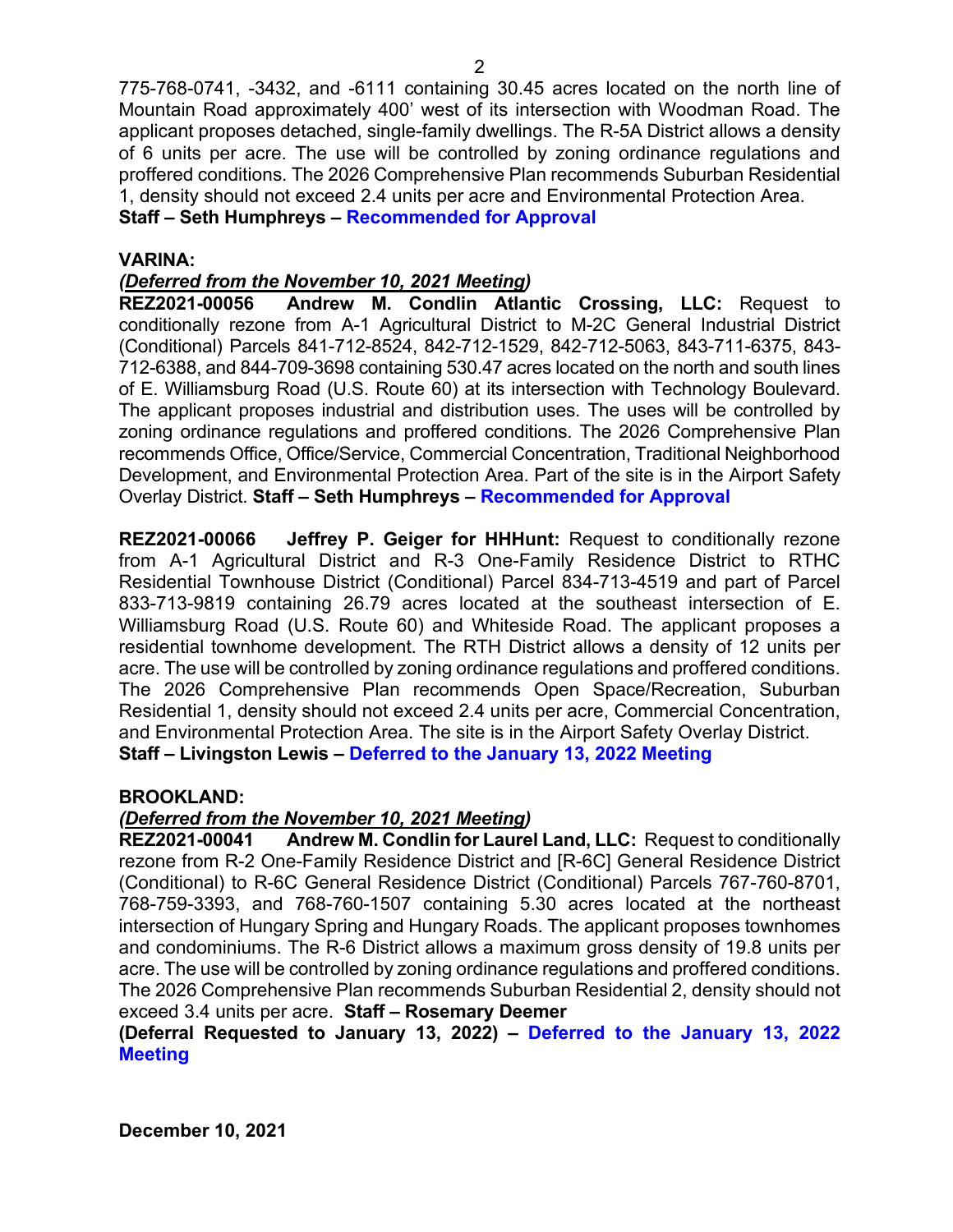775-768-0741, -3432, and -6111 containing 30.45 acres located on the north line of Mountain Road approximately 400' west of its intersection with Woodman Road. The applicant proposes detached, single-family dwellings. The R-5A District allows a density of 6 units per acre. The use will be controlled by zoning ordinance regulations and proffered conditions. The 2026 Comprehensive Plan recommends Suburban Residential 1, density should not exceed 2.4 units per acre and Environmental Protection Area. **Staff – Seth Humphreys – Recommended for Approval**

**VARINA:**

***(Deferred from the November 10, 2021 Meeting)***

**REZ2021-00056 Andrew M. Condlin Atlantic Crossing, LLC:** Request to conditionally rezone from A-1 Agricultural District to M-2C General Industrial District (Conditional) Parcels 841-712-8524, 842-712-1529, 842-712-5063, 843-711-6375, 843-712-6388, and 844-709-3698 containing 530.47 acres located on the north and south lines of E. Williamsburg Road (U.S. Route 60) at its intersection with Technology Boulevard. The applicant proposes industrial and distribution uses. The uses will be controlled by zoning ordinance regulations and proffered conditions. The 2026 Comprehensive Plan recommends Office, Office/Service, Commercial Concentration, Traditional Neighborhood Development, and Environmental Protection Area. Part of the site is in the Airport Safety Overlay District. **Staff – Seth Humphreys – Recommended for Approval**

**REZ2021-00066 Jeffrey P. Geiger for HHHunt:** Request to conditionally rezone from A-1 Agricultural District and R-3 One-Family Residence District to RTHC Residential Townhouse District (Conditional) Parcel 834-713-4519 and part of Parcel 833-713-9819 containing 26.79 acres located at the southeast intersection of E. Williamsburg Road (U.S. Route 60) and Whiteside Road. The applicant proposes a residential townhome development. The RTH District allows a density of 12 units per acre. The use will be controlled by zoning ordinance regulations and proffered conditions. The 2026 Comprehensive Plan recommends Open Space/Recreation, Suburban Residential 1, density should not exceed 2.4 units per acre, Commercial Concentration, and Environmental Protection Area. The site is in the Airport Safety Overlay District. **Staff – Livingston Lewis – Deferred to the January 13, 2022 Meeting**

**BROOKLAND:**

***(Deferred from the November 10, 2021 Meeting)***

**REZ2021-00041 Andrew M. Condlin for Laurel Land, LLC:** Request to conditionally rezone from R-2 One-Family Residence District and [R-6C] General Residence District (Conditional) to R-6C General Residence District (Conditional) Parcels 767-760-8701, 768-759-3393, and 768-760-1507 containing 5.30 acres located at the northeast intersection of Hungary Spring and Hungary Roads. The applicant proposes townhomes and condominiums. The R-6 District allows a maximum gross density of 19.8 units per acre. The use will be controlled by zoning ordinance regulations and proffered conditions. The 2026 Comprehensive Plan recommends Suburban Residential 2, density should not exceed 3.4 units per acre. **Staff – Rosemary Deemer**
**(Deferral Requested to January 13, 2022) – Deferred to the January 13, 2022 Meeting**

**December 10, 2021**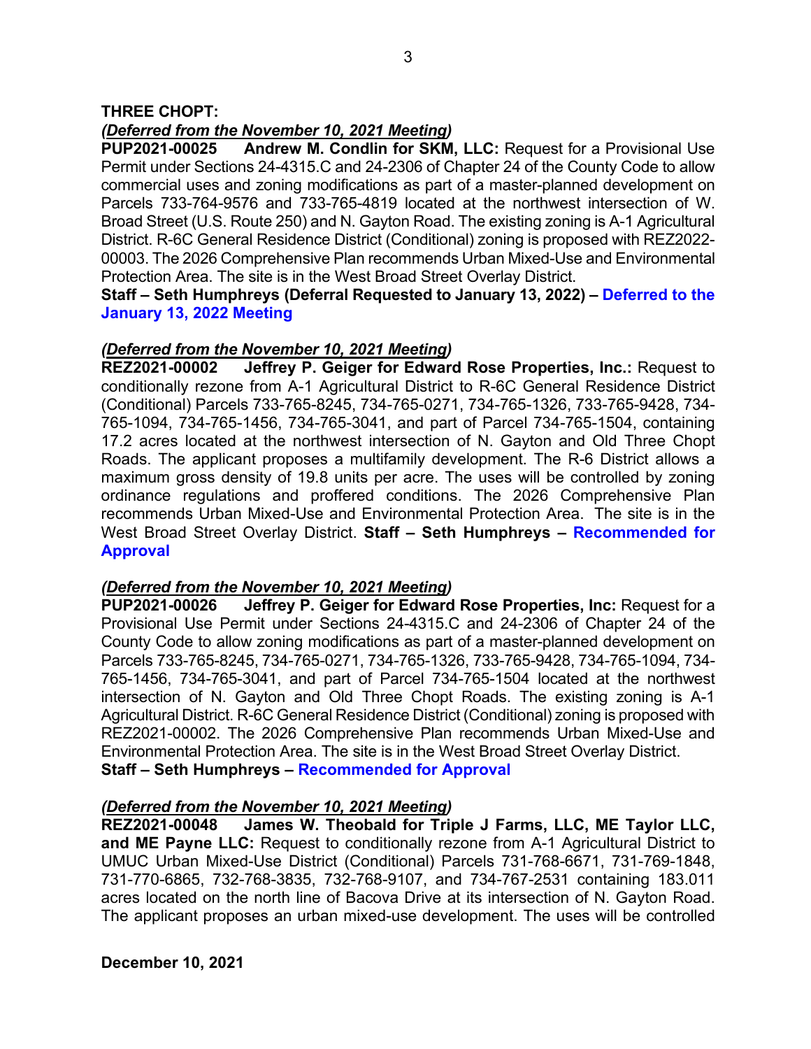**THREE CHOPT:**

***(Deferred from the November 10, 2021 Meeting)***

**PUP2021-00025 Andrew M. Condlin for SKM, LLC:** Request for a Provisional Use Permit under Sections 24-4315.C and 24-2306 of Chapter 24 of the County Code to allow commercial uses and zoning modifications as part of a master-planned development on Parcels 733-764-9576 and 733-765-4819 located at the northwest intersection of W. Broad Street (U.S. Route 250) and N. Gayton Road. The existing zoning is A-1 Agricultural District. R-6C General Residence District (Conditional) zoning is proposed with REZ2022-00003. The 2026 Comprehensive Plan recommends Urban Mixed-Use and Environmental Protection Area. The site is in the West Broad Street Overlay District.

**Staff – Seth Humphreys (Deferral Requested to January 13, 2022) – Deferred to the January 13, 2022 Meeting**

***(Deferred from the November 10, 2021 Meeting)***

**REZ2021-00002 Jeffrey P. Geiger for Edward Rose Properties, Inc.:** Request to conditionally rezone from A-1 Agricultural District to R-6C General Residence District (Conditional) Parcels 733-765-8245, 734-765-0271, 734-765-1326, 733-765-9428, 734-765-1094, 734-765-1456, 734-765-3041, and part of Parcel 734-765-1504, containing 17.2 acres located at the northwest intersection of N. Gayton and Old Three Chopt Roads. The applicant proposes a multifamily development. The R-6 District allows a maximum gross density of 19.8 units per acre. The uses will be controlled by zoning ordinance regulations and proffered conditions. The 2026 Comprehensive Plan recommends Urban Mixed-Use and Environmental Protection Area. The site is in the West Broad Street Overlay District. **Staff – Seth Humphreys – Recommended for Approval**

***(Deferred from the November 10, 2021 Meeting)***

**PUP2021-00026 Jeffrey P. Geiger for Edward Rose Properties, Inc:** Request for a Provisional Use Permit under Sections 24-4315.C and 24-2306 of Chapter 24 of the County Code to allow zoning modifications as part of a master-planned development on Parcels 733-765-8245, 734-765-0271, 734-765-1326, 733-765-9428, 734-765-1094, 734-765-1456, 734-765-3041, and part of Parcel 734-765-1504 located at the northwest intersection of N. Gayton and Old Three Chopt Roads. The existing zoning is A-1 Agricultural District. R-6C General Residence District (Conditional) zoning is proposed with REZ2021-00002. The 2026 Comprehensive Plan recommends Urban Mixed-Use and Environmental Protection Area. The site is in the West Broad Street Overlay District.

**Staff – Seth Humphreys – Recommended for Approval**

***(Deferred from the November 10, 2021 Meeting)***

**REZ2021-00048 James W. Theobald for Triple J Farms, LLC, ME Taylor LLC, and ME Payne LLC:** Request to conditionally rezone from A-1 Agricultural District to UMUC Urban Mixed-Use District (Conditional) Parcels 731-768-6671, 731-769-1848, 731-770-6865, 732-768-3835, 732-768-9107, and 734-767-2531 containing 183.011 acres located on the north line of Bacova Drive at its intersection of N. Gayton Road. The applicant proposes an urban mixed-use development. The uses will be controlled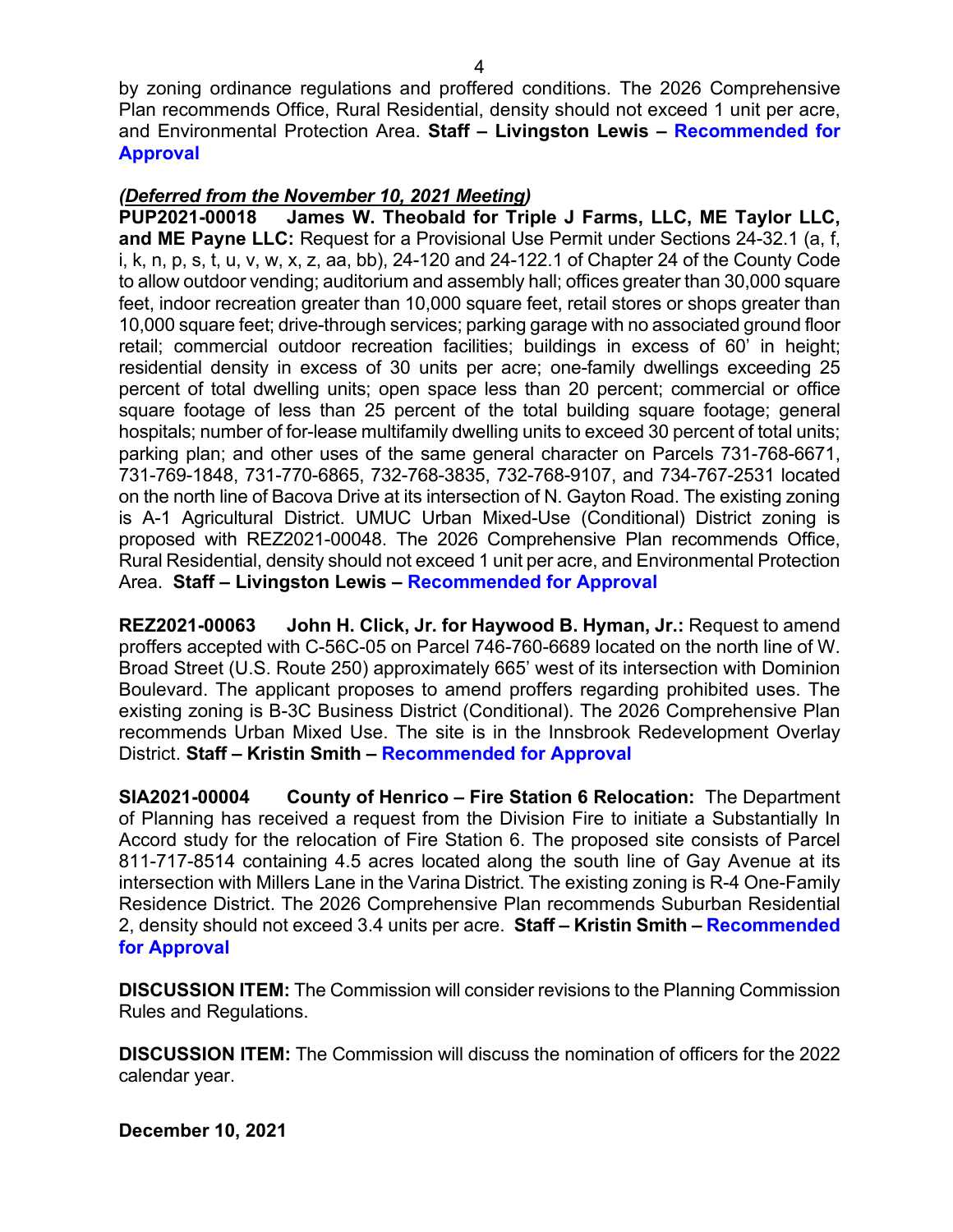by zoning ordinance regulations and proffered conditions. The 2026 Comprehensive Plan recommends Office, Rural Residential, density should not exceed 1 unit per acre, and Environmental Protection Area. **Staff – Livingston Lewis – Recommended for Approval**

***(Deferred from the November 10, 2021 Meeting)***
**PUP2021-00018 James W. Theobald for Triple J Farms, LLC, ME Taylor LLC, and ME Payne LLC:** Request for a Provisional Use Permit under Sections 24-32.1 (a, f, i, k, n, p, s, t, u, v, w, x, z, aa, bb), 24-120 and 24-122.1 of Chapter 24 of the County Code to allow outdoor vending; auditorium and assembly hall; offices greater than 30,000 square feet, indoor recreation greater than 10,000 square feet, retail stores or shops greater than 10,000 square feet; drive-through services; parking garage with no associated ground floor retail; commercial outdoor recreation facilities; buildings in excess of 60' in height; residential density in excess of 30 units per acre; one-family dwellings exceeding 25 percent of total dwelling units; open space less than 20 percent; commercial or office square footage of less than 25 percent of the total building square footage; general hospitals; number of for-lease multifamily dwelling units to exceed 30 percent of total units; parking plan; and other uses of the same general character on Parcels 731-768-6671, 731-769-1848, 731-770-6865, 732-768-3835, 732-768-9107, and 734-767-2531 located on the north line of Bacova Drive at its intersection of N. Gayton Road. The existing zoning is A-1 Agricultural District. UMUC Urban Mixed-Use (Conditional) District zoning is proposed with REZ2021-00048. The 2026 Comprehensive Plan recommends Office, Rural Residential, density should not exceed 1 unit per acre, and Environmental Protection Area. **Staff – Livingston Lewis – Recommended for Approval**

**REZ2021-00063 John H. Click, Jr. for Haywood B. Hyman, Jr.:** Request to amend proffers accepted with C-56C-05 on Parcel 746-760-6689 located on the north line of W. Broad Street (U.S. Route 250) approximately 665' west of its intersection with Dominion Boulevard. The applicant proposes to amend proffers regarding prohibited uses. The existing zoning is B-3C Business District (Conditional). The 2026 Comprehensive Plan recommends Urban Mixed Use. The site is in the Innsbrook Redevelopment Overlay District. **Staff – Kristin Smith – Recommended for Approval**

**SIA2021-00004 County of Henrico – Fire Station 6 Relocation:** The Department of Planning has received a request from the Division Fire to initiate a Substantially In Accord study for the relocation of Fire Station 6. The proposed site consists of Parcel 811-717-8514 containing 4.5 acres located along the south line of Gay Avenue at its intersection with Millers Lane in the Varina District. The existing zoning is R-4 One-Family Residence District. The 2026 Comprehensive Plan recommends Suburban Residential 2, density should not exceed 3.4 units per acre. **Staff – Kristin Smith – Recommended for Approval**

**DISCUSSION ITEM:** The Commission will consider revisions to the Planning Commission Rules and Regulations.

**DISCUSSION ITEM:** The Commission will discuss the nomination of officers for the 2022 calendar year.

**December 10, 2021**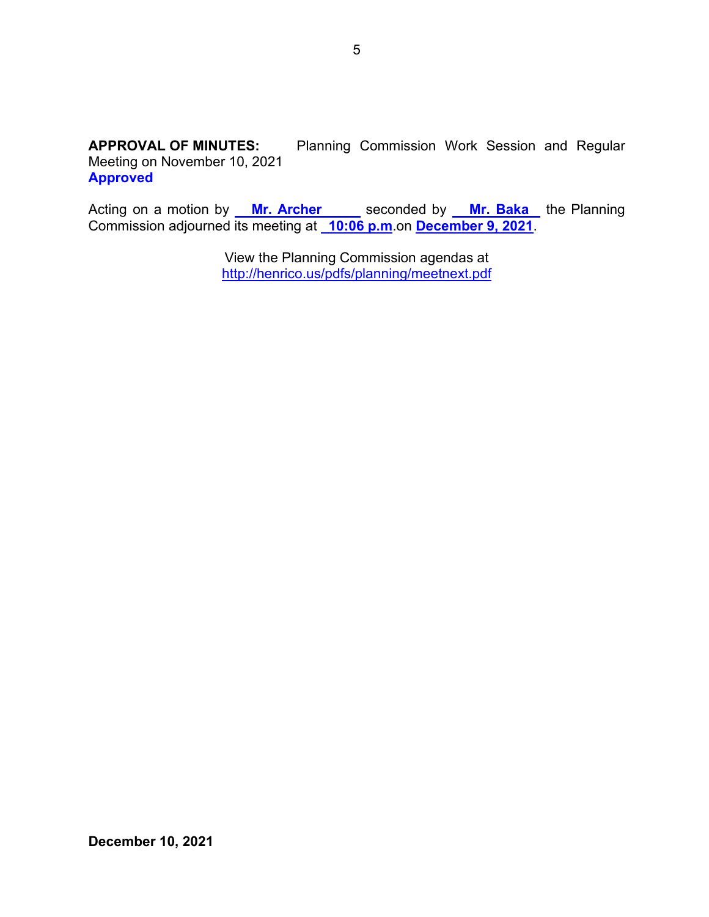**APPROVAL OF MINUTES:** Planning Commission Work Session and Regular Meeting on November 10, 2021
**Approved**

Acting on a motion by **Mr. Archer** seconded by **Mr. Baka** the Planning Commission adjourned its meeting at **10:06 p.m**.on **December 9, 2021**.

View the Planning Commission agendas at
http://henrico.us/pdfs/planning/meetnext.pdf

**December 10, 2021**